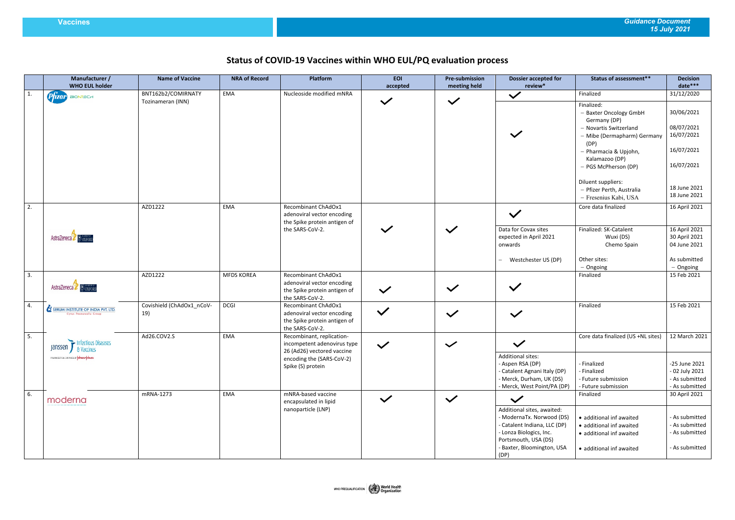Vaccines

*Guidance Document*
*15 July 2021*

# Status of COVID-19 Vaccines within WHO EUL/PQ evaluation process

| | Manufacturer / WHO EUL holder | Name of Vaccine | NRA of Record | Platform | EOI accepted | Pre-submission meeting held | Dossier accepted for review* | Status of assessment** | Decision date*** |
|---|---|---|---|---|---|---|---|---|---|
| 1. | Pfizer BIONTECH | BNT162b2/COMIRNATY Tozinameran (INN) | EMA | Nucleoside modified mNRA | ✓ | ✓ | ✓ | Finalized | 31/12/2020 |
| | | | | | | | ✓ | Finalized:<br>– Baxter Oncology GmbH Germany (DP)<br>– Novartis Switzerland<br>– Mibe (Dermapharm) Germany (DP)<br>– Pharmacia & Upjohn, Kalamazoo (DP)<br>– PGS McPherson (DP)<br><br>Diluent suppliers:<br>– Pfizer Perth, Australia<br>– Fresenius Kabi, USA | <br>30/06/2021<br>08/07/2021<br>16/07/2021<br><br>16/07/2021<br>16/07/2021<br><br><br>18 June 2021<br>18 June 2021 |
| 2. | AstraZeneca OXFORD | AZD1222 | EMA | Recombinant ChAdOx1 adenoviral vector encoding the Spike protein antigen of the SARS-CoV-2. | ✓ | ✓ | ✓ | Core data finalized | 16 April 2021 |
| | | | | | | | Data for Covax sites expected in April 2021 onwards<br><br>– Westchester US (DP) | Finalized: SK-Catalent<br>Wuxi (DS)<br>Chemo Spain<br><br>Other sites:<br>– Ongoing | 16 April 2021<br>30 April 2021<br>04 June 2021<br><br>As submitted<br>– Ongoing |
| 3. | AstraZeneca OXFORD | AZD1222 | MFDS KOREA | Recombinant ChAdOx1 adenoviral vector encoding the Spike protein antigen of the SARS-CoV-2. | ✓ | ✓ | ✓ | Finalized | 15 Feb 2021 |
| 4. | SERUM INSTITUTE OF INDIA PVT. LTD. Cyrus Poonawalla Group | Covishield (ChAdOx1_nCoV-19) | DCGI | Recombinant ChAdOx1 adenoviral vector encoding the Spike protein antigen of the SARS-CoV-2. | ✓ | ✓ | ✓ | Finalized | 15 Feb 2021 |
| 5. | Janssen Infectious Diseases & Vaccines PHARMACEUTICAL COMPANIES OF Johnson&Johnson | Ad26.COV2.S | EMA | Recombinant, replication-incompetent adenovirus type 26 (Ad26) vectored vaccine encoding the (SARS-CoV-2) Spike (S) protein | ✓ | ✓ | ✓ | Core data finalized (US +NL sites) | 12 March 2021 |
| | | | | | | | Additional sites:<br>- Aspen RSA (DP)<br>- Catalent Agnani Italy (DP)<br>- Merck, Durham, UK (DS)<br>- Merck, West Point/PA (DP) | <br>- Finalized<br>- Finalized<br>- Future submission<br>- Future submission | <br>-25 June 2021<br>- 02 July 2021<br>- As submitted<br>- As submitted |
| 6. | moderna | mRNA-1273 | EMA | mNRA-based vaccine encapsulated in lipid nanoparticle (LNP) | ✓ | ✓ | ✓ | Finalized | 30 April 2021 |
| | | | | | | | Additional sites, awaited:<br>- ModernaTx. Norwood (DS)<br>- Catalent Indiana, LLC (DP)<br>- Lonza Biologics, Inc. Portsmouth, USA (DS)<br>- Baxter, Bloomington, USA (DP) | <br>• additional inf awaited<br>• additional inf awaited<br>• additional inf awaited<br><br>• additional inf awaited | <br>- As submitted<br>- As submitted<br>- As submitted<br><br>- As submitted |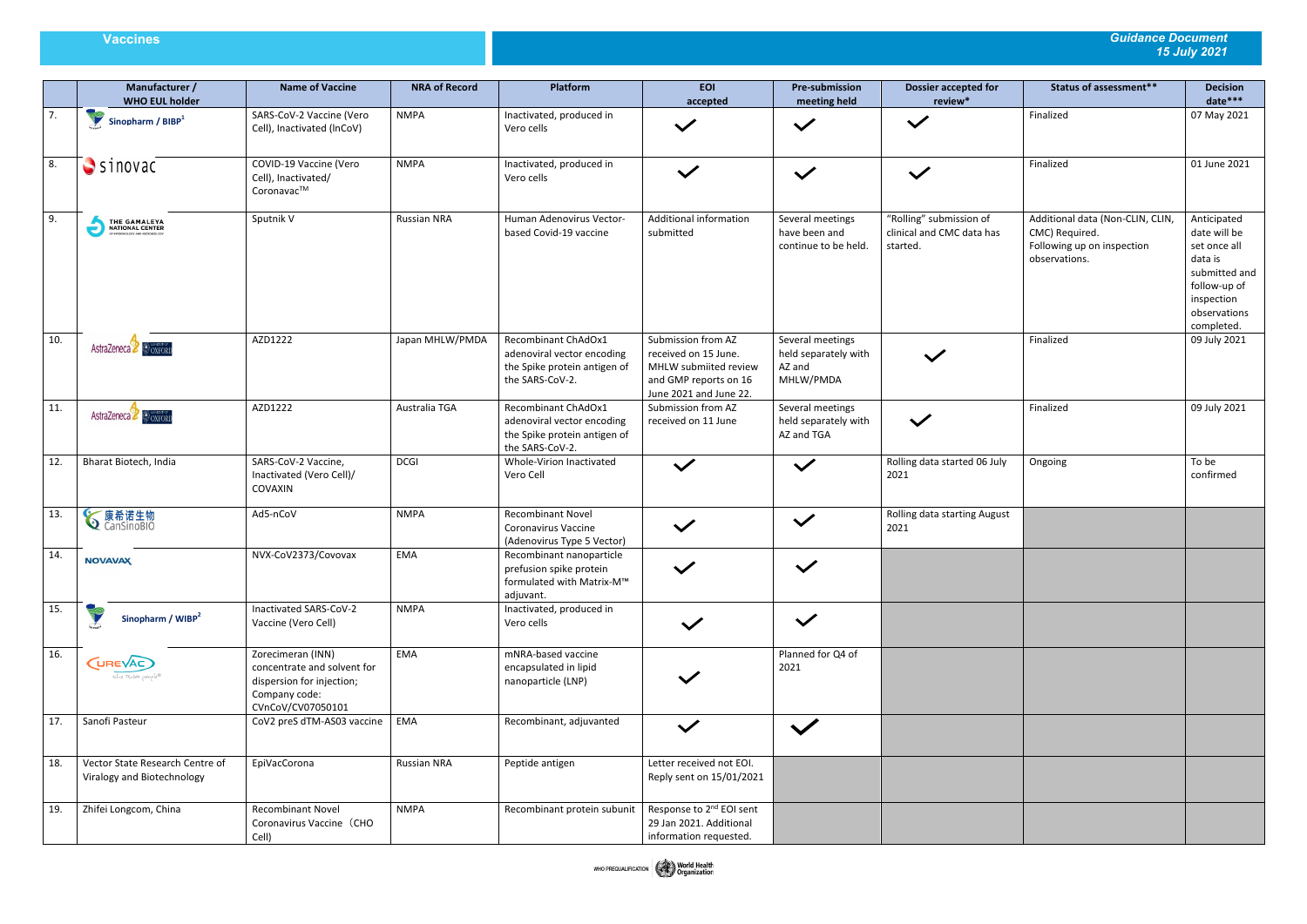| | Manufacturer / WHO EUL holder | Name of Vaccine | NRA of Record | Platform | EOI accepted | Pre-submission meeting held | Dossier accepted for review* | Status of assessment** | Decision date*** |
|---|---|---|---|---|---|---|---|---|---|
| 7. | Sinopharm / BIBP[1] | SARS-CoV-2 Vaccine (Vero Cell), Inactivated (InCoV) | NMPA | Inactivated, produced in Vero cells | ✓ | ✓ | ✓ | Finalized | 07 May 2021 |
| 8. | sinovac | COVID-19 Vaccine (Vero Cell), Inactivated/ Coronavac™ | NMPA | Inactivated, produced in Vero cells | ✓ | ✓ | ✓ | Finalized | 01 June 2021 |
| 9. | THE GAMALEYA NATIONAL CENTER | Sputnik V | Russian NRA | Human Adenovirus Vector-based Covid-19 vaccine | Additional information submitted | Several meetings have been and continue to be held. | "Rolling" submission of clinical and CMC data has started. | Additional data (Non-CLIN, CLIN, CMC) Required. Following up on inspection observations. | Anticipated date will be set once all data is submitted and follow-up of inspection observations completed. |
| 10. | AstraZeneca / Oxford | AZD1222 | Japan MHLW/PMDA | Recombinant ChAdOx1 adenoviral vector encoding the Spike protein antigen of the SARS-CoV-2. | Submission from AZ received on 15 June. MHLW submiited review and GMP reports on 16 June 2021 and June 22. | Several meetings held separately with AZ and MHLW/PMDA | ✓ | Finalized | 09 July 2021 |
| 11. | AstraZeneca / Oxford | AZD1222 | Australia TGA | Recombinant ChAdOx1 adenoviral vector encoding the Spike protein antigen of the SARS-CoV-2. | Submission from AZ received on 11 June | Several meetings held separately with AZ and TGA | ✓ | Finalized | 09 July 2021 |
| 12. | Bharat Biotech, India | SARS-CoV-2 Vaccine, Inactivated (Vero Cell)/ COVAXIN | DCGI | Whole-Virion Inactivated Vero Cell | ✓ | ✓ | Rolling data started 06 July 2021 | Ongoing | To be confirmed |
| 13. | 康希诺生物 CanSinoBIO | Ad5-nCoV | NMPA | Recombinant Novel Coronavirus Vaccine (Adenovirus Type 5 Vector) | ✓ | ✓ | Rolling data starting August 2021 | | |
| 14. | NOVAVAX | NVX-CoV2373/Covovax | EMA | Recombinant nanoparticle prefusion spike protein formulated with Matrix-M™ adjuvant. | ✓ | ✓ | | | |
| 15. | Sinopharm / WIBP[2] | Inactivated SARS-CoV-2 Vaccine (Vero Cell) | NMPA | Inactivated, produced in Vero cells | ✓ | ✓ | | | |
| 16. | CureVac | Zorecimeran (INN) concentrate and solvent for dispersion for injection; Company code: CVnCoV/CV07050101 | EMA | mNRA-based vaccine encapsulated in lipid nanoparticle (LNP) | ✓ | Planned for Q4 of 2021 | | | |
| 17. | Sanofi Pasteur | CoV2 preS dTM-AS03 vaccine | EMA | Recombinant, adjuvanted | ✓ | ✓ | | | |
| 18. | Vector State Research Centre of Viralogy and Biotechnology | EpiVacCorona | Russian NRA | Peptide antigen | Letter received not EOI. Reply sent on 15/01/2021 | | | | |
| 19. | Zhifei Longcom, China | Recombinant Novel Coronavirus Vaccine (CHO Cell) | NMPA | Recombinant protein subunit | Response to 2nd EOI sent 29 Jan 2021. Additional information requested. | | | | |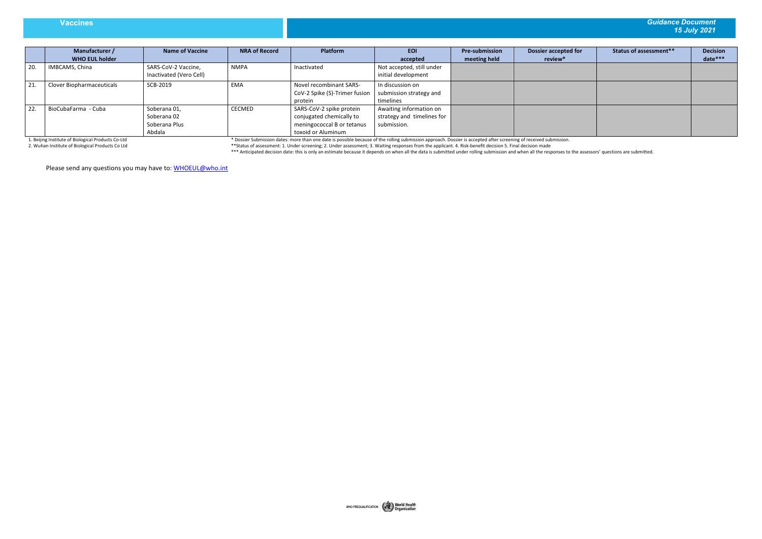| | Manufacturer / WHO EUL holder | Name of Vaccine | NRA of Record | Platform | EOI accepted | Pre-submission meeting held | Dossier accepted for review* | Status of assessment** | Decision date*** |
|---|---|---|---|---|---|---|---|---|---|
| 20. | IMBCAMS, China | SARS-CoV-2 Vaccine, Inactivated (Vero Cell) | NMPA | Inactivated | Not accepted, still under initial development | | | | |
| 21. | Clover Biopharmaceuticals | SCB-2019 | EMA | Novel recombinant SARS-CoV-2 Spike (S)-Trimer fusion protein | In discussion on submission strategy and timelines | | | | |
| 22. | BioCubaFarma - Cuba | Soberana 01, Soberana 02, Soberana Plus, Abdala | CECMED | SARS-CoV-2 spike protein conjugated chemically to meningococcal B or tetanus toxoid or Aluminum | Awaiting information on strategy and timelines for submission. | | | | |

1. Beijing Institute of Biological Products Co-Ltd
2. Wuhan Institute of Biological Products Co Ltd

* Dossier Submission dates: more than one date is possible because of the rolling submission approach. Dossier is accepted after screening of received submission.
**Status of assessment: 1. Under screening; 2. Under assessment; 3. Waiting responses from the applicant. 4. Risk-benefit decision 5. Final decision made
*** Anticipated decision date: this is only an estimate because it depends on when all the data is submitted under rolling submission and when all the responses to the assessors' questions are submitted.

Please send any questions you may have to: WHOEUL@who.int